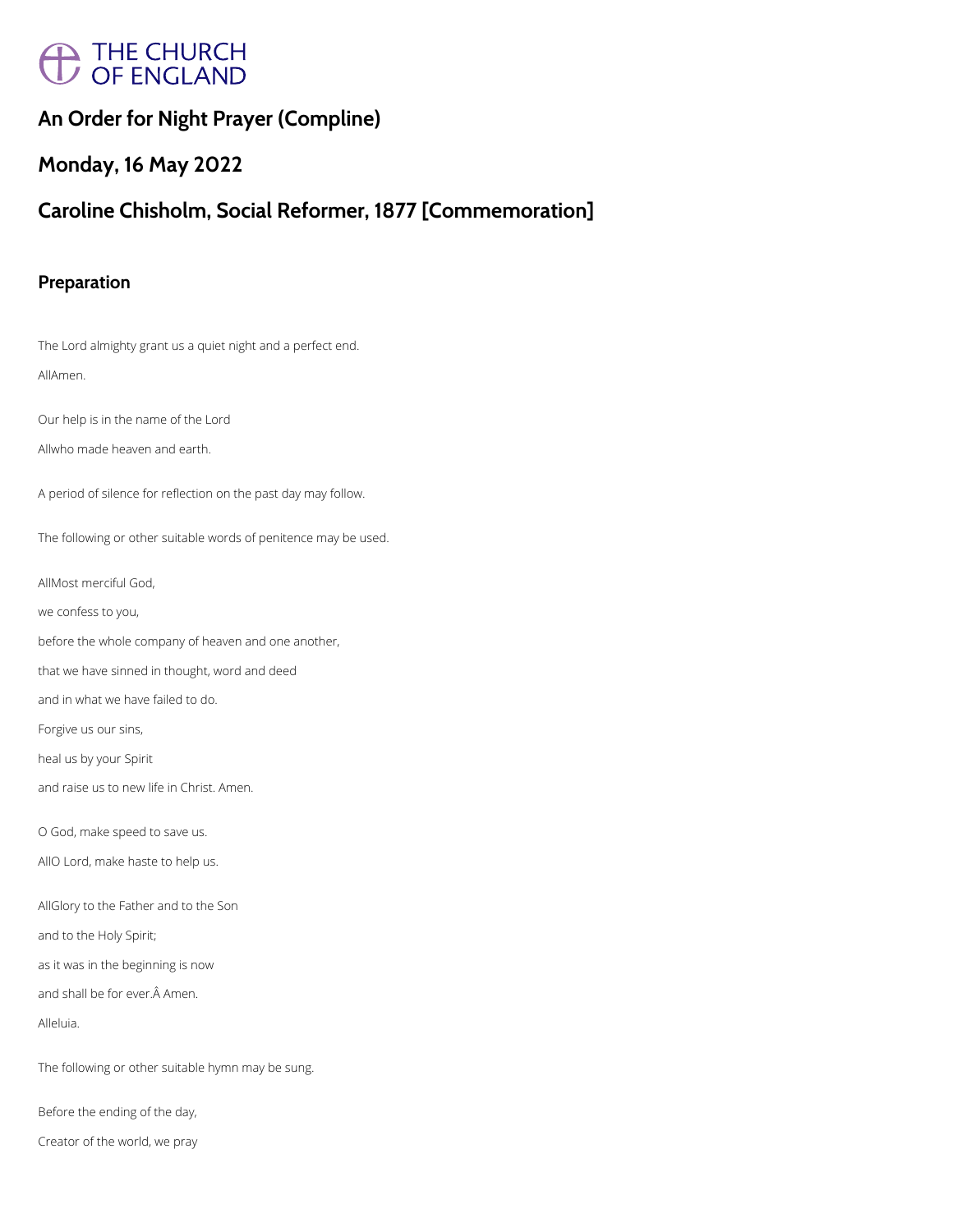THE CHURCH OF ENGLAND

# An Order for Night Prayer (Compline)

## Monday, 16 May 2022

## Caroline Chisholm, Social Reformer, 1877 [Commemoration]

### Preparation

The Lord almighty grant us a quiet night and a perfect end.

AllAmen.

Our help is in the name of the Lord

Allwho made heaven and earth.

A period of silence for reflection on the past day may follow.

The following or other suitable words of penitence may be used.

AllMost merciful God,

we confess to you,

before the whole company of heaven and one another,

that we have sinned in thought, word and deed

and in what we have failed to do.

Forgive us our sins,

heal us by your Spirit

and raise us to new life in Christ. Amen.

O God, make speed to save us.

AllO Lord, make haste to help us.

AllGlory to the Father and to the Son

and to the Holy Spirit;

as it was in the beginning is now

and shall be for ever.Â Amen.

Alleluia.

The following or other suitable hymn may be sung.

Before the ending of the day,

Creator of the world, we pray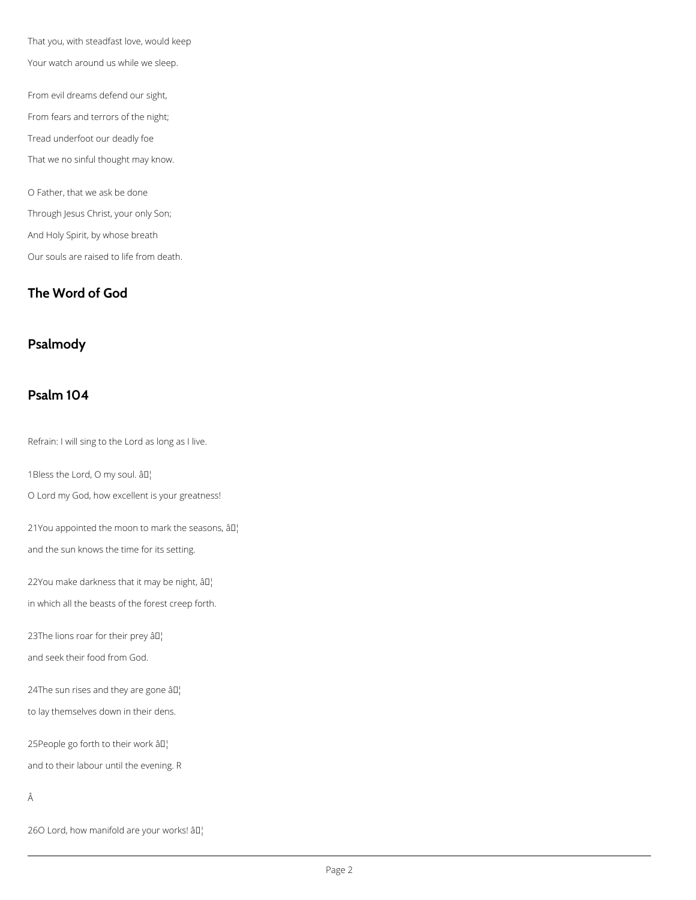That you, with steadfast love, would keep

Your watch around us while we sleep.

From evil dreams defend our sight,

From fears and terrors of the night;

Tread underfoot our deadly foe

That we no sinful thought may know.

O Father, that we ask be done

Through Jesus Christ, your only Son;

And Holy Spirit, by whose breath

Our souls are raised to life from death.

## The Word of God

## Psalmody

## Psalm 104

Refrain: I will sing to the Lord as long as I live.

1Bless the Lord, O my soul. â¦

O Lord my God, how excellent is your greatness!

21You appointed the moon to mark the seasons, â¦

and the sun knows the time for its setting.

22You make darkness that it may be night, â¦

in which all the beasts of the forest creep forth.

23The lions roar for their prey â¦

and seek their food from God.

24The sun rises and they are gone â¦

to lay themselves down in their dens.

25People go forth to their work â¦

and to their labour until the evening. R

Â

26O Lord, how manifold are your works! â¦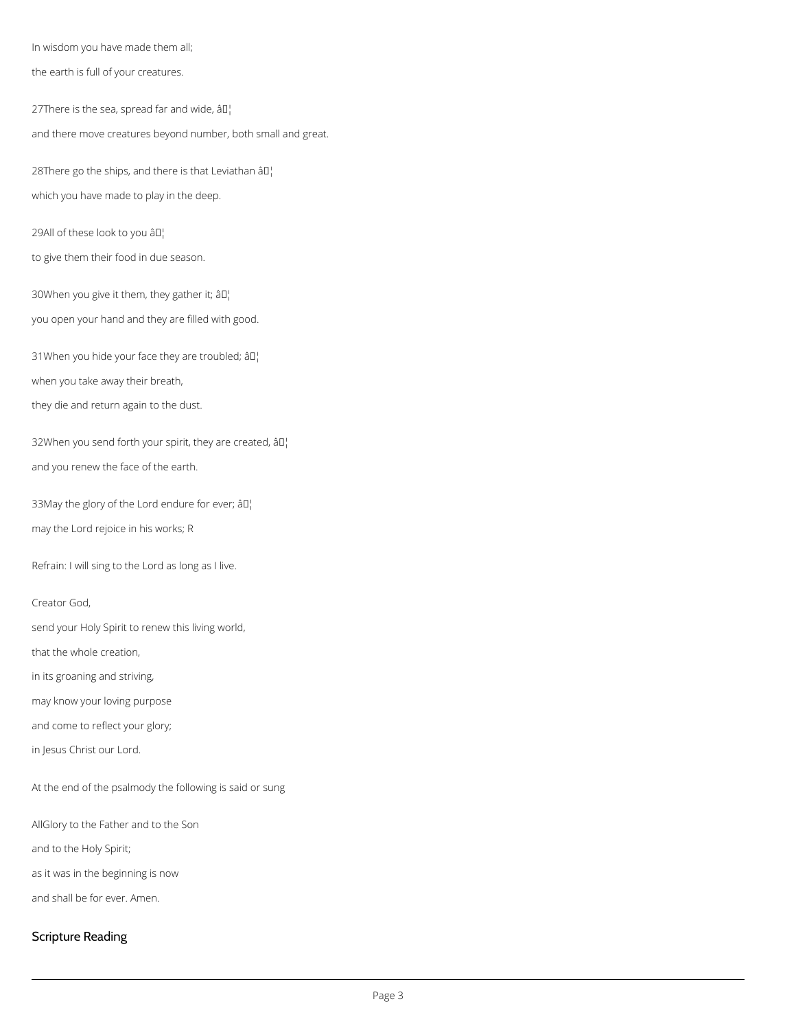In wisdom you have made them all;

the earth is full of your creatures.

27There is the sea, spread far and wide, â¦

and there move creatures beyond number, both small and great.

28There go the ships, and there is that Leviathan â¦

which you have made to play in the deep.

29All of these look to you â¦

to give them their food in due season.

30When you give it them, they gather it; â¦

you open your hand and they are filled with good.

31When you hide your face they are troubled; â¦

when you take away their breath,

they die and return again to the dust.

32When you send forth your spirit, they are created, â¦

and you renew the face of the earth.

33May the glory of the Lord endure for ever; â¦

may the Lord rejoice in his works; R

Refrain: I will sing to the Lord as long as I live.

Creator God,

send your Holy Spirit to renew this living world,

that the whole creation,

in its groaning and striving,

may know your loving purpose

and come to reflect your glory;

in Jesus Christ our Lord.

At the end of the psalmody the following is said or sung

AllGlory to the Father and to the Son

and to the Holy Spirit;

as it was in the beginning is now

and shall be for ever. Amen.

## Scripture Reading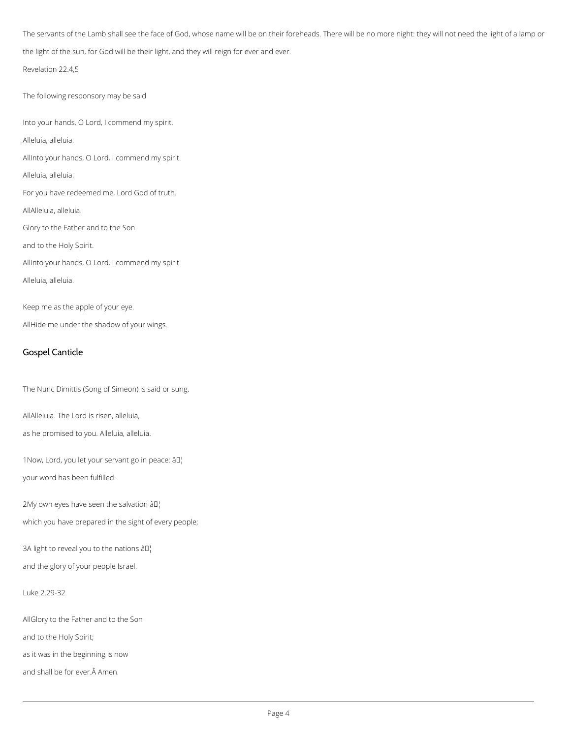The servants of the Lamb shall see the face of God, whose name will be on their foreheads. There will be no more night: they will not need the light of a lamp or the light of the sun, for God will be their light, and they will reign for ever and ever.

Revelation 22.4,5

The following responsory may be said

Into your hands, O Lord, I commend my spirit.

Alleluia, alleluia.

AllInto your hands, O Lord, I commend my spirit.

Alleluia, alleluia.

For you have redeemed me, Lord God of truth.

AllAlleluia, alleluia.

Glory to the Father and to the Son

and to the Holy Spirit.

AllInto your hands, O Lord, I commend my spirit.

Alleluia, alleluia.

Keep me as the apple of your eye.

AllHide me under the shadow of your wings.

## Gospel Canticle

The Nunc Dimittis (Song of Simeon) is said or sung.

AllAlleluia. The Lord is risen, alleluia,

as he promised to you. Alleluia, alleluia.

1Now, Lord, you let your servant go in peace: â¦

your word has been fulfilled.

2My own eyes have seen the salvation â¦

which you have prepared in the sight of every people;

3A light to reveal you to the nations â¦

and the glory of your people Israel.

Luke 2.29-32

AllGlory to the Father and to the Son

and to the Holy Spirit;

as it was in the beginning is now

and shall be for ever.Â Amen.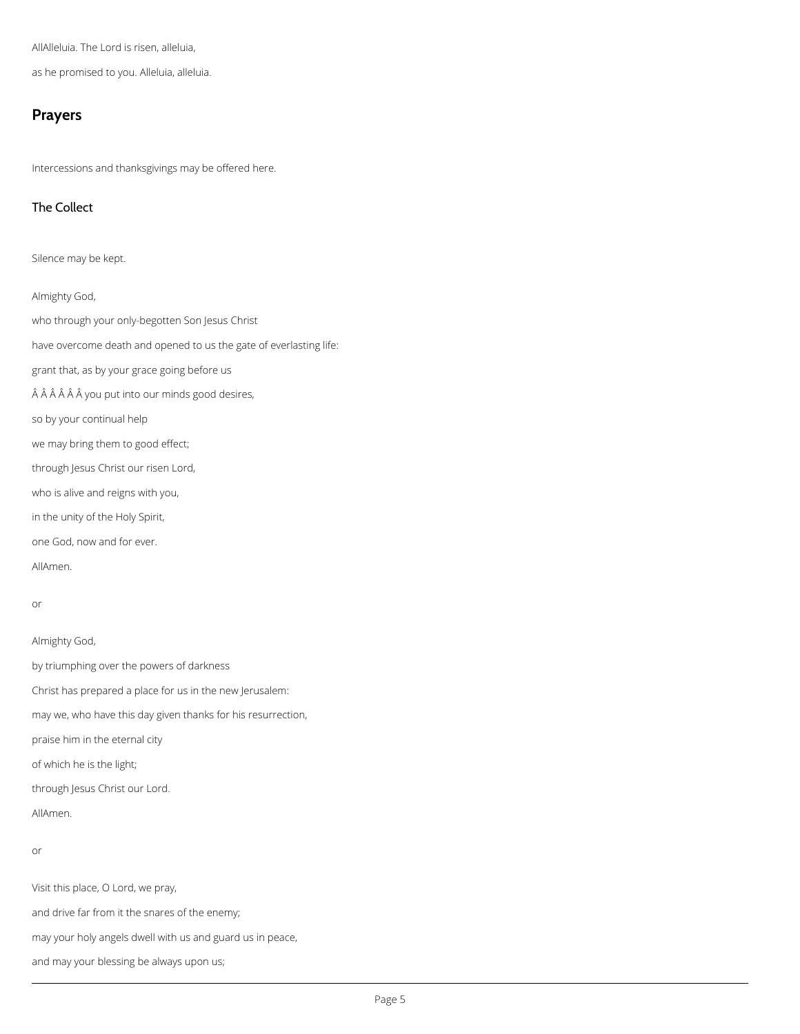AllAlleluia. The Lord is risen, alleluia,

as he promised to you. Alleluia, alleluia.

## Prayers

Intercessions and thanksgivings may be offered here.

### The Collect

Silence may be kept.

Almighty God,

who through your only-begotten Son Jesus Christ

have overcome death and opened to us the gate of everlasting life:

grant that, as by your grace going before us

Â Â Â Â Â Â you put into our minds good desires,

so by your continual help

we may bring them to good effect;

through Jesus Christ our risen Lord,

who is alive and reigns with you,

in the unity of the Holy Spirit,

one God, now and for ever.

AllAmen.

or

Almighty God,

by triumphing over the powers of darkness

Christ has prepared a place for us in the new Jerusalem:

may we, who have this day given thanks for his resurrection,

praise him in the eternal city

of which he is the light;

through Jesus Christ our Lord.

AllAmen.

or

Visit this place, O Lord, we pray,

and drive far from it the snares of the enemy;

may your holy angels dwell with us and guard us in peace,

and may your blessing be always upon us;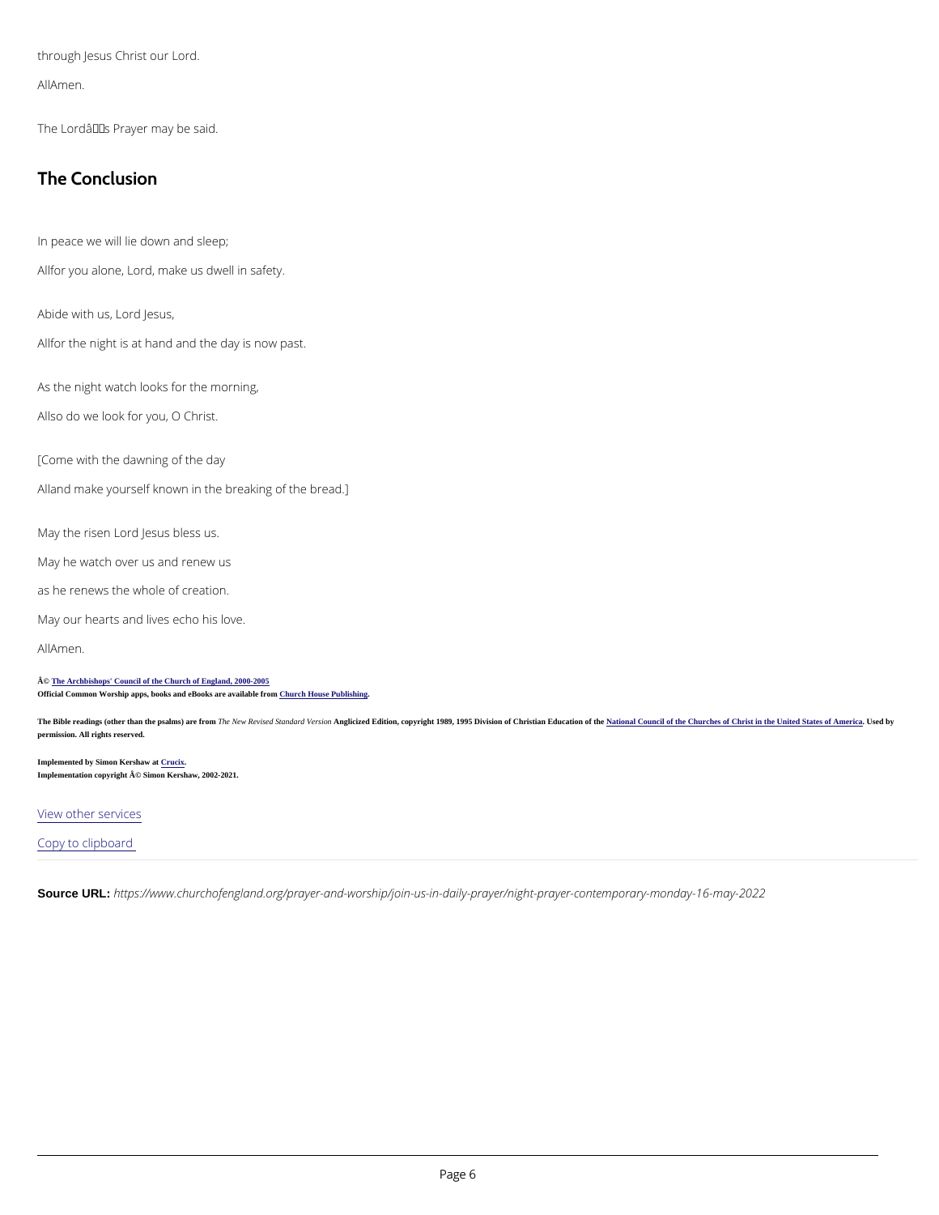through Jesus Christ our Lord.

AllAmen.

The Lordâs Prayer may be said.

## The Conclusion

In peace we will lie down and sleep;

Allfor you alone, Lord, make us dwell in safety.

Abide with us, Lord Jesus,

Allfor the night is at hand and the day is now past.

As the night watch looks for the morning,

Allso do we look for you, O Christ.

[Come with the dawning of the day

Alland make yourself known in the breaking of the bread.]

May the risen Lord Jesus bless us.

May he watch over us and renew us

as he renews the whole of creation.

May our hearts and lives echo his love.

AllAmen.

Â© The Archbishops' Council of the Church of England, 2000-2005
**Official Common Worship apps, books and eBooks are available from Church House Publishing.**

**The Bible readings (other than the psalms) are from** *The New Revised Standard Version* **Anglicized Edition, copyright 1989, 1995 Division of Christian Education of the National Council of the Churches of Christ in the United States of America. Used by permission. All rights reserved.**

**Implemented by Simon Kershaw at Crucix.**
**Implementation copyright Â© Simon Kershaw, 2002-2021.**

View other services

Copy to clipboard

**Source URL:** *https://www.churchofengland.org/prayer-and-worship/join-us-in-daily-prayer/night-prayer-contemporary-monday-16-may-2022*